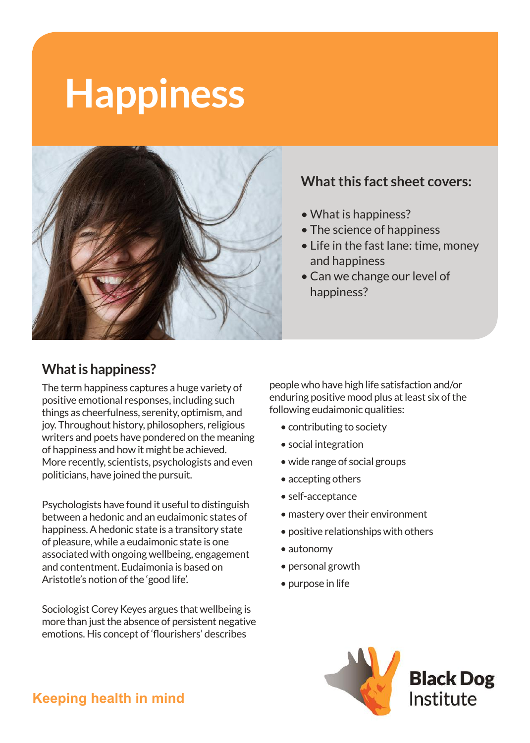# Happiness

## What this fact sheet covers:

- What is happiness?
- The science of happiness
- Life in the fast lane: time, money and happiness
- Can we change our level of happiness?

## What is happiness?

The term happiness captures a huge variety of positive emotional responses, including such things as cheerfulness, serenity, optimism, and joy. Throughout history, philosophers, religious writers and poets have pondered on the meaning of happiness and how it might be achieved. More recently, scientists, psychologists and even politicians, have joined the pursuit.

Psychologists have found it useful to distinguish between a hedonic and an eudaimonic states of happiness. A hedonic state is a transitory state of pleasure, while a eudaimonic state is one associated with ongoing wellbeing, engagement and contentment. Eudaimonia is based on Aristotle's notion of the 'good life'.

Sociologist Corey Keyes argues that wellbeing is more than just the absence of persistent negative emotions. His concept of 'flourishers' describes people who have high life satisfaction and/or enduring positive mood plus at least six of the following eudaimonic qualities:

- contributing to society
- social integration
- wide range of social groups
- accepting others
- self-acceptance
- mastery over their environment
- positive relationships with others
- autonomy
- personal growth
- purpose in life

Keeping health in mind

Black Dog Institute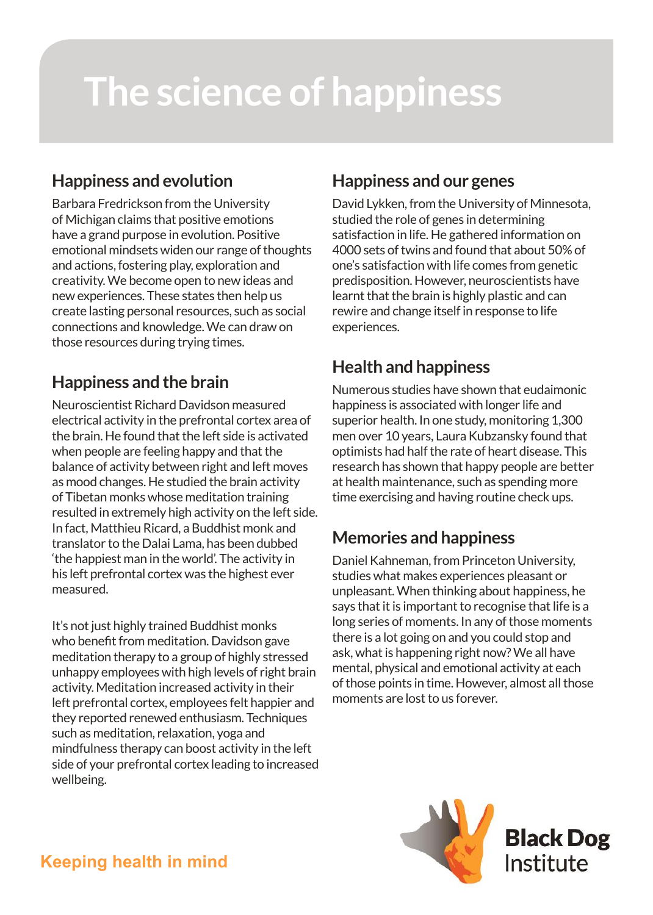# The science of happiness

## Happiness and evolution

Barbara Fredrickson from the University of Michigan claims that positive emotions have a grand purpose in evolution. Positive emotional mindsets widen our range of thoughts and actions, fostering play, exploration and creativity. We become open to new ideas and new experiences. These states then help us create lasting personal resources, such as social connections and knowledge. We can draw on those resources during trying times.

## Happiness and the brain

Neuroscientist Richard Davidson measured electrical activity in the prefrontal cortex area of the brain. He found that the left side is activated when people are feeling happy and that the balance of activity between right and left moves as mood changes. He studied the brain activity of Tibetan monks whose meditation training resulted in extremely high activity on the left side. In fact, Matthieu Ricard, a Buddhist monk and translator to the Dalai Lama, has been dubbed 'the happiest man in the world'. The activity in his left prefrontal cortex was the highest ever measured.

It's not just highly trained Buddhist monks who benefit from meditation. Davidson gave meditation therapy to a group of highly stressed unhappy employees with high levels of right brain activity. Meditation increased activity in their left prefrontal cortex, employees felt happier and they reported renewed enthusiasm. Techniques such as meditation, relaxation, yoga and mindfulness therapy can boost activity in the left side of your prefrontal cortex leading to increased wellbeing.

## Happiness and our genes

David Lykken, from the University of Minnesota, studied the role of genes in determining satisfaction in life. He gathered information on 4000 sets of twins and found that about 50% of one's satisfaction with life comes from genetic predisposition. However, neuroscientists have learnt that the brain is highly plastic and can rewire and change itself in response to life experiences.

## Health and happiness

Numerous studies have shown that eudaimonic happiness is associated with longer life and superior health. In one study, monitoring 1,300 men over 10 years, Laura Kubzansky found that optimists had half the rate of heart disease. This research has shown that happy people are better at health maintenance, such as spending more time exercising and having routine check ups.

## Memories and happiness

Daniel Kahneman, from Princeton University, studies what makes experiences pleasant or unpleasant. When thinking about happiness, he says that it is important to recognise that life is a long series of moments. In any of those moments there is a lot going on and you could stop and ask, what is happening right now? We all have mental, physical and emotional activity at each of those points in time. However, almost all those moments are lost to us forever.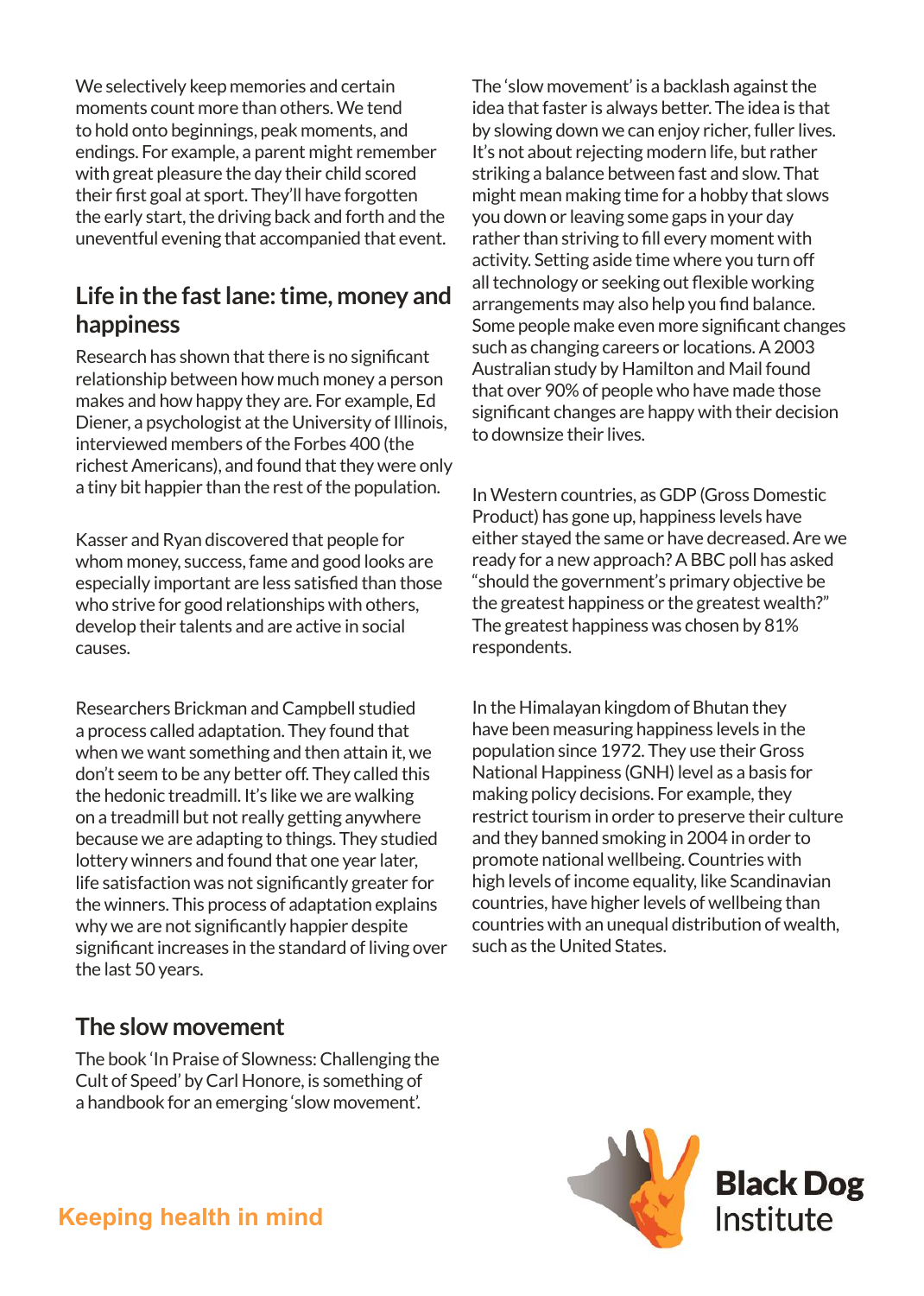We selectively keep memories and certain moments count more than others. We tend to hold onto beginnings, peak moments, and endings. For example, a parent might remember with great pleasure the day their child scored their first goal at sport. They'll have forgotten the early start, the driving back and forth and the uneventful evening that accompanied that event.

## Life in the fast lane: time, money and happiness

Research has shown that there is no significant relationship between how much money a person makes and how happy they are. For example, Ed Diener, a psychologist at the University of Illinois, interviewed members of the Forbes 400 (the richest Americans), and found that they were only a tiny bit happier than the rest of the population.

Kasser and Ryan discovered that people for whom money, success, fame and good looks are especially important are less satisfied than those who strive for good relationships with others, develop their talents and are active in social causes.

Researchers Brickman and Campbell studied a process called adaptation. They found that when we want something and then attain it, we don't seem to be any better off. They called this the hedonic treadmill. It's like we are walking on a treadmill but not really getting anywhere because we are adapting to things. They studied lottery winners and found that one year later, life satisfaction was not significantly greater for the winners. This process of adaptation explains why we are not significantly happier despite significant increases in the standard of living over the last 50 years.

## The slow movement

The book 'In Praise of Slowness: Challenging the Cult of Speed' by Carl Honore, is something of a handbook for an emerging 'slow movement'.

The 'slow movement' is a backlash against the idea that faster is always better. The idea is that by slowing down we can enjoy richer, fuller lives. It's not about rejecting modern life, but rather striking a balance between fast and slow. That might mean making time for a hobby that slows you down or leaving some gaps in your day rather than striving to fill every moment with activity. Setting aside time where you turn off all technology or seeking out flexible working arrangements may also help you find balance. Some people make even more significant changes such as changing careers or locations. A 2003 Australian study by Hamilton and Mail found that over 90% of people who have made those significant changes are happy with their decision to downsize their lives.

In Western countries, as GDP (Gross Domestic Product) has gone up, happiness levels have either stayed the same or have decreased. Are we ready for a new approach? A BBC poll has asked "should the government's primary objective be the greatest happiness or the greatest wealth?" The greatest happiness was chosen by 81% respondents.

In the Himalayan kingdom of Bhutan they have been measuring happiness levels in the population since 1972. They use their Gross National Happiness (GNH) level as a basis for making policy decisions. For example, they restrict tourism in order to preserve their culture and they banned smoking in 2004 in order to promote national wellbeing. Countries with high levels of income equality, like Scandinavian countries, have higher levels of wellbeing than countries with an unequal distribution of wealth, such as the United States.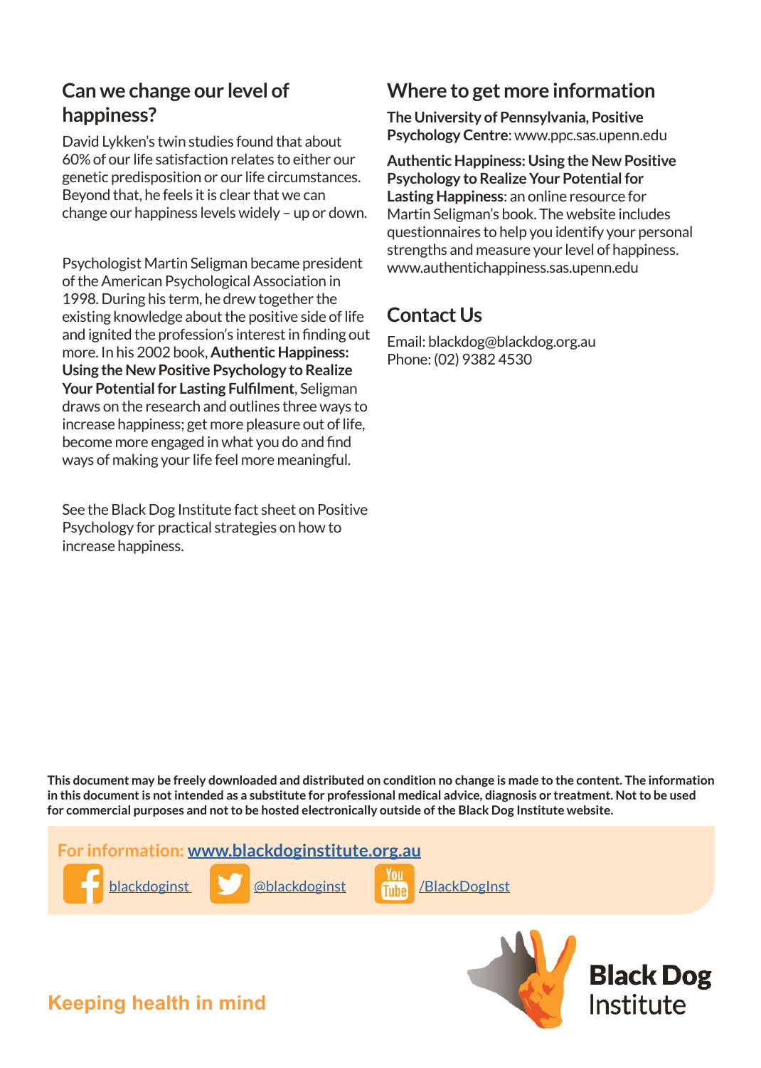## Can we change our level of happiness?

David Lykken's twin studies found that about 60% of our life satisfaction relates to either our genetic predisposition or our life circumstances. Beyond that, he feels it is clear that we can change our happiness levels widely – up or down.

Psychologist Martin Seligman became president of the American Psychological Association in 1998. During his term, he drew together the existing knowledge about the positive side of life and ignited the profession's interest in finding out more. In his 2002 book, **Authentic Happiness: Using the New Positive Psychology to Realize Your Potential for Lasting Fulfilment**, Seligman draws on the research and outlines three ways to increase happiness; get more pleasure out of life, become more engaged in what you do and find ways of making your life feel more meaningful.

See the Black Dog Institute fact sheet on Positive Psychology for practical strategies on how to increase happiness.

## Where to get more information

**The University of Pennsylvania, Positive Psychology Centre**: www.ppc.sas.upenn.edu

**Authentic Happiness: Using the New Positive Psychology to Realize Your Potential for Lasting Happiness**: an online resource for Martin Seligman's book. The website includes questionnaires to help you identify your personal strengths and measure your level of happiness. www.authentichappiness.sas.upenn.edu

## Contact Us

Email: blackdog@blackdog.org.au
Phone: (02) 9382 4530

**This document may be freely downloaded and distributed on condition no change is made to the content. The information in this document is not intended as a substitute for professional medical advice, diagnosis or treatment. Not to be used for commercial purposes and not to be hosted electronically outside of the Black Dog Institute website.**

For information: www.blackdoginstitute.org.au

blackdoginst @blackdoginst /BlackDogInst

Keeping health in mind

Black Dog Institute